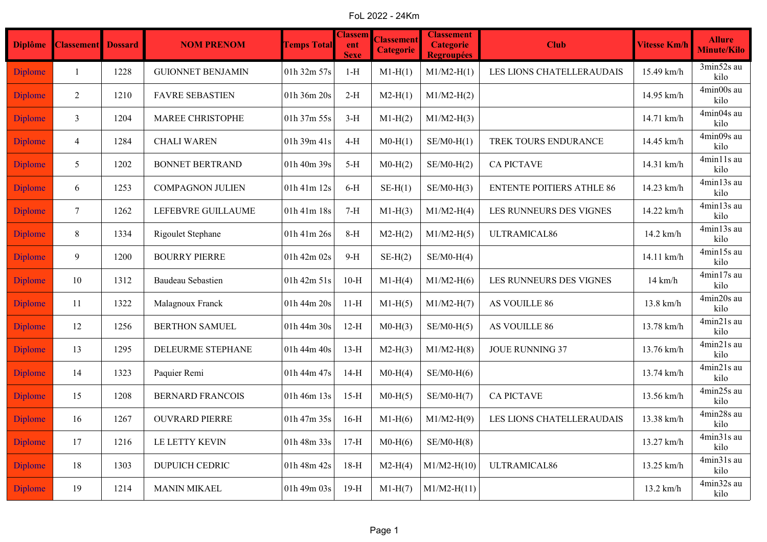# FoL 2022 - 24Km

| Diplôme | Classement | Dossard | NOM PRENOM | Temps Total | Classement Sexe | Classement Categorie | Classement Categorie Regroupées | Club | Vitesse Km/h | Allure Minute/Kilo |
|---|---|---|---|---|---|---|---|---|---|---|
| Diplome | 1 | 1228 | GUIONNET BENJAMIN | 01h 32m 57s | 1-H | M1-H(1) | M1/M2-H(1) | LES LIONS CHATELLERAUDAIS | 15.49 km/h | 3min52s au kilo |
| Diplome | 2 | 1210 | FAVRE SEBASTIEN | 01h 36m 20s | 2-H | M2-H(1) | M1/M2-H(2) | | 14.95 km/h | 4min00s au kilo |
| Diplome | 3 | 1204 | MAREE CHRISTOPHE | 01h 37m 55s | 3-H | M1-H(2) | M1/M2-H(3) | | 14.71 km/h | 4min04s au kilo |
| Diplome | 4 | 1284 | CHALI WAREN | 01h 39m 41s | 4-H | M0-H(1) | SE/M0-H(1) | TREK TOURS ENDURANCE | 14.45 km/h | 4min09s au kilo |
| Diplome | 5 | 1202 | BONNET BERTRAND | 01h 40m 39s | 5-H | M0-H(2) | SE/M0-H(2) | CA PICTAVE | 14.31 km/h | 4min11s au kilo |
| Diplome | 6 | 1253 | COMPAGNON JULIEN | 01h 41m 12s | 6-H | SE-H(1) | SE/M0-H(3) | ENTENTE POITIERS ATHLE 86 | 14.23 km/h | 4min13s au kilo |
| Diplome | 7 | 1262 | LEFEBVRE GUILLAUME | 01h 41m 18s | 7-H | M1-H(3) | M1/M2-H(4) | LES RUNNEURS DES VIGNES | 14.22 km/h | 4min13s au kilo |
| Diplome | 8 | 1334 | Rigoulet Stephane | 01h 41m 26s | 8-H | M2-H(2) | M1/M2-H(5) | ULTRAMICAL86 | 14.2 km/h | 4min13s au kilo |
| Diplome | 9 | 1200 | BOURRY PIERRE | 01h 42m 02s | 9-H | SE-H(2) | SE/M0-H(4) | | 14.11 km/h | 4min15s au kilo |
| Diplome | 10 | 1312 | Baudeau Sebastien | 01h 42m 51s | 10-H | M1-H(4) | M1/M2-H(6) | LES RUNNEURS DES VIGNES | 14 km/h | 4min17s au kilo |
| Diplome | 11 | 1322 | Malagnoux Franck | 01h 44m 20s | 11-H | M1-H(5) | M1/M2-H(7) | AS VOUILLE 86 | 13.8 km/h | 4min20s au kilo |
| Diplome | 12 | 1256 | BERTHON SAMUEL | 01h 44m 30s | 12-H | M0-H(3) | SE/M0-H(5) | AS VOUILLE 86 | 13.78 km/h | 4min21s au kilo |
| Diplome | 13 | 1295 | DELEURME STEPHANE | 01h 44m 40s | 13-H | M2-H(3) | M1/M2-H(8) | JOUE RUNNING 37 | 13.76 km/h | 4min21s au kilo |
| Diplome | 14 | 1323 | Paquier Remi | 01h 44m 47s | 14-H | M0-H(4) | SE/M0-H(6) | | 13.74 km/h | 4min21s au kilo |
| Diplome | 15 | 1208 | BERNARD FRANCOIS | 01h 46m 13s | 15-H | M0-H(5) | SE/M0-H(7) | CA PICTAVE | 13.56 km/h | 4min25s au kilo |
| Diplome | 16 | 1267 | OUVRARD PIERRE | 01h 47m 35s | 16-H | M1-H(6) | M1/M2-H(9) | LES LIONS CHATELLERAUDAIS | 13.38 km/h | 4min28s au kilo |
| Diplome | 17 | 1216 | LE LETTY KEVIN | 01h 48m 33s | 17-H | M0-H(6) | SE/M0-H(8) | | 13.27 km/h | 4min31s au kilo |
| Diplome | 18 | 1303 | DUPUICH CEDRIC | 01h 48m 42s | 18-H | M2-H(4) | M1/M2-H(10) | ULTRAMICAL86 | 13.25 km/h | 4min31s au kilo |
| Diplome | 19 | 1214 | MANIN MIKAEL | 01h 49m 03s | 19-H | M1-H(7) | M1/M2-H(11) | | 13.2 km/h | 4min32s au kilo |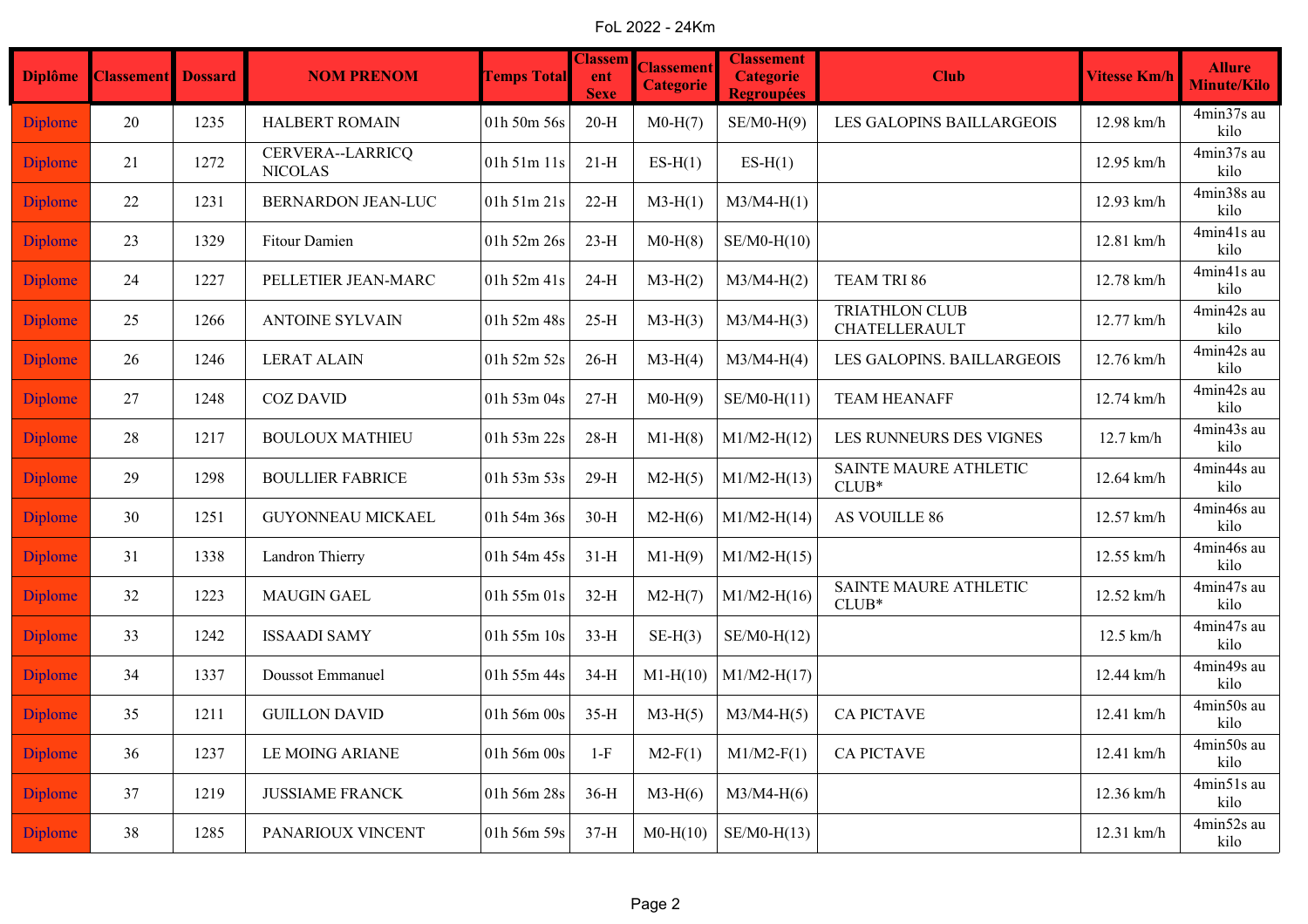FoL 2022 - 24Km

| Diplôme | Classement | Dossard | NOM PRENOM | Temps Total | Classement Sexe | Classement Categorie | Classement Categorie Regroupées | Club | Vitesse Km/h | Allure Minute/Kilo |
|---|---|---|---|---|---|---|---|---|---|---|
| Diplome | 20 | 1235 | HALBERT ROMAIN | 01h 50m 56s | 20-H | M0-H(7) | SE/M0-H(9) | LES GALOPINS BAILLARGEOIS | 12.98 km/h | 4min37s au kilo |
| Diplome | 21 | 1272 | CERVERA--LARRICQ NICOLAS | 01h 51m 11s | 21-H | ES-H(1) | ES-H(1) | | 12.95 km/h | 4min37s au kilo |
| Diplome | 22 | 1231 | BERNARDON JEAN-LUC | 01h 51m 21s | 22-H | M3-H(1) | M3/M4-H(1) | | 12.93 km/h | 4min38s au kilo |
| Diplome | 23 | 1329 | Fitour Damien | 01h 52m 26s | 23-H | M0-H(8) | SE/M0-H(10) | | 12.81 km/h | 4min41s au kilo |
| Diplome | 24 | 1227 | PELLETIER JEAN-MARC | 01h 52m 41s | 24-H | M3-H(2) | M3/M4-H(2) | TEAM TRI 86 | 12.78 km/h | 4min41s au kilo |
| Diplome | 25 | 1266 | ANTOINE SYLVAIN | 01h 52m 48s | 25-H | M3-H(3) | M3/M4-H(3) | TRIATHLON CLUB CHATELLERAULT | 12.77 km/h | 4min42s au kilo |
| Diplome | 26 | 1246 | LERAT ALAIN | 01h 52m 52s | 26-H | M3-H(4) | M3/M4-H(4) | LES GALOPINS. BAILLARGEOIS | 12.76 km/h | 4min42s au kilo |
| Diplome | 27 | 1248 | COZ DAVID | 01h 53m 04s | 27-H | M0-H(9) | SE/M0-H(11) | TEAM HEANAFF | 12.74 km/h | 4min42s au kilo |
| Diplome | 28 | 1217 | BOULOUX MATHIEU | 01h 53m 22s | 28-H | M1-H(8) | M1/M2-H(12) | LES RUNNEURS DES VIGNES | 12.7 km/h | 4min43s au kilo |
| Diplome | 29 | 1298 | BOULLIER FABRICE | 01h 53m 53s | 29-H | M2-H(5) | M1/M2-H(13) | SAINTE MAURE ATHLETIC CLUB* | 12.64 km/h | 4min44s au kilo |
| Diplome | 30 | 1251 | GUYONNEAU MICKAEL | 01h 54m 36s | 30-H | M2-H(6) | M1/M2-H(14) | AS VOUILLE 86 | 12.57 km/h | 4min46s au kilo |
| Diplome | 31 | 1338 | Landron Thierry | 01h 54m 45s | 31-H | M1-H(9) | M1/M2-H(15) | | 12.55 km/h | 4min46s au kilo |
| Diplome | 32 | 1223 | MAUGIN GAEL | 01h 55m 01s | 32-H | M2-H(7) | M1/M2-H(16) | SAINTE MAURE ATHLETIC CLUB* | 12.52 km/h | 4min47s au kilo |
| Diplome | 33 | 1242 | ISSAADI SAMY | 01h 55m 10s | 33-H | SE-H(3) | SE/M0-H(12) | | 12.5 km/h | 4min47s au kilo |
| Diplome | 34 | 1337 | Doussot Emmanuel | 01h 55m 44s | 34-H | M1-H(10) | M1/M2-H(17) | | 12.44 km/h | 4min49s au kilo |
| Diplome | 35 | 1211 | GUILLON DAVID | 01h 56m 00s | 35-H | M3-H(5) | M3/M4-H(5) | CA PICTAVE | 12.41 km/h | 4min50s au kilo |
| Diplome | 36 | 1237 | LE MOING ARIANE | 01h 56m 00s | 1-F | M2-F(1) | M1/M2-F(1) | CA PICTAVE | 12.41 km/h | 4min50s au kilo |
| Diplome | 37 | 1219 | JUSSIAME FRANCK | 01h 56m 28s | 36-H | M3-H(6) | M3/M4-H(6) | | 12.36 km/h | 4min51s au kilo |
| Diplome | 38 | 1285 | PANARIOUX VINCENT | 01h 56m 59s | 37-H | M0-H(10) | SE/M0-H(13) | | 12.31 km/h | 4min52s au kilo |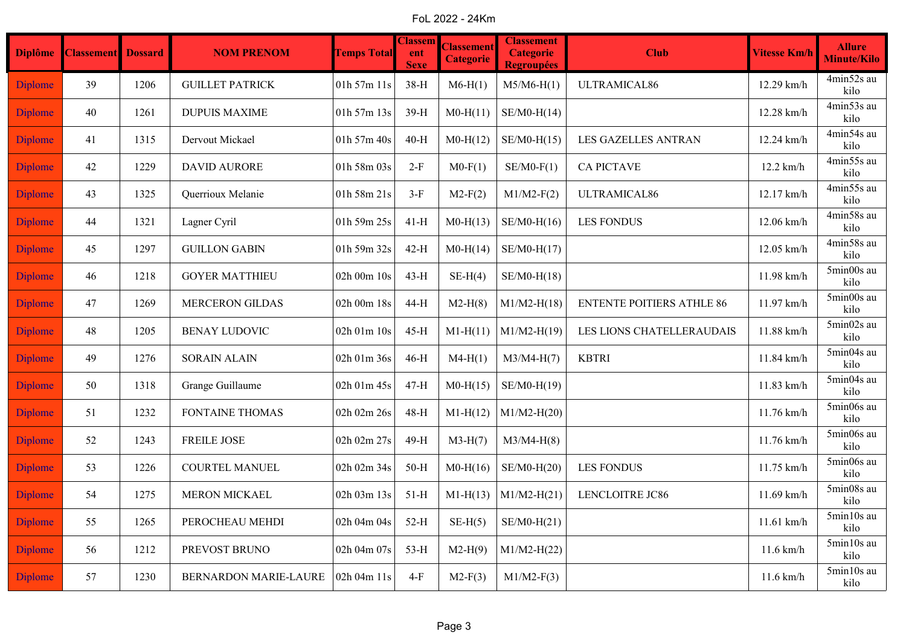FoL 2022 - 24Km

| Diplôme | Classement | Dossard | NOM PRENOM | Temps Total | Classement Sexe | Classement Categorie | Classement Categorie Regroupées | Club | Vitesse Km/h | Allure Minute/Kilo |
|---|---|---|---|---|---|---|---|---|---|---|
| Diplome | 39 | 1206 | GUILLET PATRICK | 01h 57m 11s | 38-H | M6-H(1) | M5/M6-H(1) | ULTRAMICAL86 | 12.29 km/h | 4min52s au kilo |
| Diplome | 40 | 1261 | DUPUIS MAXIME | 01h 57m 13s | 39-H | M0-H(11) | SE/M0-H(14) | | 12.28 km/h | 4min53s au kilo |
| Diplome | 41 | 1315 | Dervout Mickael | 01h 57m 40s | 40-H | M0-H(12) | SE/M0-H(15) | LES GAZELLES ANTRAN | 12.24 km/h | 4min54s au kilo |
| Diplome | 42 | 1229 | DAVID AURORE | 01h 58m 03s | 2-F | M0-F(1) | SE/M0-F(1) | CA PICTAVE | 12.2 km/h | 4min55s au kilo |
| Diplome | 43 | 1325 | Querrioux Melanie | 01h 58m 21s | 3-F | M2-F(2) | M1/M2-F(2) | ULTRAMICAL86 | 12.17 km/h | 4min55s au kilo |
| Diplome | 44 | 1321 | Lagner Cyril | 01h 59m 25s | 41-H | M0-H(13) | SE/M0-H(16) | LES FONDUS | 12.06 km/h | 4min58s au kilo |
| Diplome | 45 | 1297 | GUILLON GABIN | 01h 59m 32s | 42-H | M0-H(14) | SE/M0-H(17) | | 12.05 km/h | 4min58s au kilo |
| Diplome | 46 | 1218 | GOYER MATTHIEU | 02h 00m 10s | 43-H | SE-H(4) | SE/M0-H(18) | | 11.98 km/h | 5min00s au kilo |
| Diplome | 47 | 1269 | MERCERON GILDAS | 02h 00m 18s | 44-H | M2-H(8) | M1/M2-H(18) | ENTENTE POITIERS ATHLE 86 | 11.97 km/h | 5min00s au kilo |
| Diplome | 48 | 1205 | BENAY LUDOVIC | 02h 01m 10s | 45-H | M1-H(11) | M1/M2-H(19) | LES LIONS CHATELLERAUDAIS | 11.88 km/h | 5min02s au kilo |
| Diplome | 49 | 1276 | SORAIN ALAIN | 02h 01m 36s | 46-H | M4-H(1) | M3/M4-H(7) | KBTRI | 11.84 km/h | 5min04s au kilo |
| Diplome | 50 | 1318 | Grange Guillaume | 02h 01m 45s | 47-H | M0-H(15) | SE/M0-H(19) | | 11.83 km/h | 5min04s au kilo |
| Diplome | 51 | 1232 | FONTAINE THOMAS | 02h 02m 26s | 48-H | M1-H(12) | M1/M2-H(20) | | 11.76 km/h | 5min06s au kilo |
| Diplome | 52 | 1243 | FREILE JOSE | 02h 02m 27s | 49-H | M3-H(7) | M3/M4-H(8) | | 11.76 km/h | 5min06s au kilo |
| Diplome | 53 | 1226 | COURTEL MANUEL | 02h 02m 34s | 50-H | M0-H(16) | SE/M0-H(20) | LES FONDUS | 11.75 km/h | 5min06s au kilo |
| Diplome | 54 | 1275 | MERON MICKAEL | 02h 03m 13s | 51-H | M1-H(13) | M1/M2-H(21) | LENCLOITRE JC86 | 11.69 km/h | 5min08s au kilo |
| Diplome | 55 | 1265 | PEROCHEAU MEHDI | 02h 04m 04s | 52-H | SE-H(5) | SE/M0-H(21) | | 11.61 km/h | 5min10s au kilo |
| Diplome | 56 | 1212 | PREVOST BRUNO | 02h 04m 07s | 53-H | M2-H(9) | M1/M2-H(22) | | 11.6 km/h | 5min10s au kilo |
| Diplome | 57 | 1230 | BERNARDON MARIE-LAURE | 02h 04m 11s | 4-F | M2-F(3) | M1/M2-F(3) | | 11.6 km/h | 5min10s au kilo |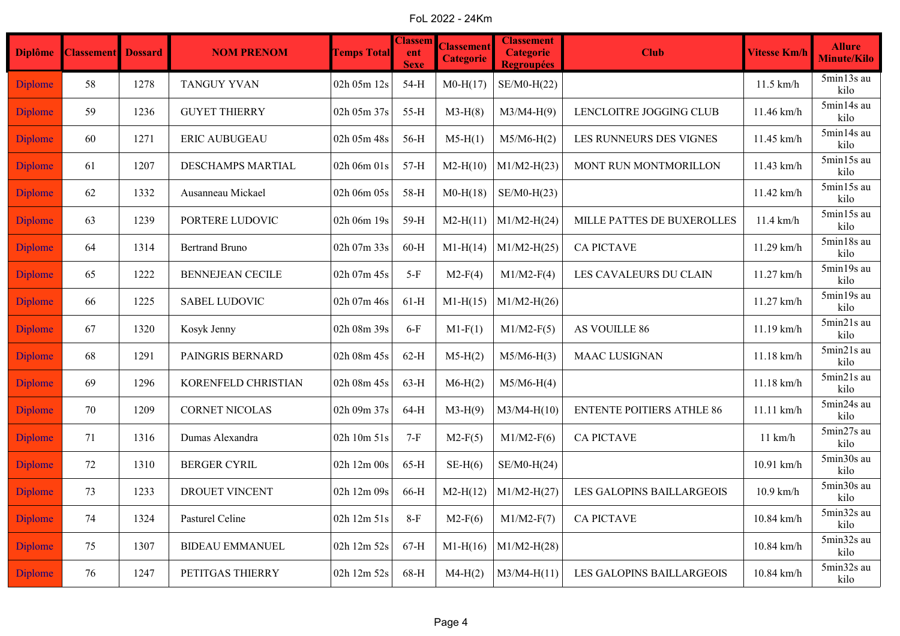FoL 2022 - 24Km

| Diplôme | Classement | Dossard | NOM PRENOM | Temps Total | Classement Sexe | Classement Categorie | Classement Categorie Regroupées | Club | Vitesse Km/h | Allure Minute/Kilo |
|---|---|---|---|---|---|---|---|---|---|---|
| Diplome | 58 | 1278 | TANGUY YVAN | 02h 05m 12s | 54-H | M0-H(17) | SE/M0-H(22) | | 11.5 km/h | 5min13s au kilo |
| Diplome | 59 | 1236 | GUYET THIERRY | 02h 05m 37s | 55-H | M3-H(8) | M3/M4-H(9) | LENCLOITRE JOGGING CLUB | 11.46 km/h | 5min14s au kilo |
| Diplome | 60 | 1271 | ERIC AUBUGEAU | 02h 05m 48s | 56-H | M5-H(1) | M5/M6-H(2) | LES RUNNEURS DES VIGNES | 11.45 km/h | 5min14s au kilo |
| Diplome | 61 | 1207 | DESCHAMPS MARTIAL | 02h 06m 01s | 57-H | M2-H(10) | M1/M2-H(23) | MONT RUN MONTMORILLON | 11.43 km/h | 5min15s au kilo |
| Diplome | 62 | 1332 | Ausanneau Mickael | 02h 06m 05s | 58-H | M0-H(18) | SE/M0-H(23) | | 11.42 km/h | 5min15s au kilo |
| Diplome | 63 | 1239 | PORTERE LUDOVIC | 02h 06m 19s | 59-H | M2-H(11) | M1/M2-H(24) | MILLE PATTES DE BUXEROLLES | 11.4 km/h | 5min15s au kilo |
| Diplome | 64 | 1314 | Bertrand Bruno | 02h 07m 33s | 60-H | M1-H(14) | M1/M2-H(25) | CA PICTAVE | 11.29 km/h | 5min18s au kilo |
| Diplome | 65 | 1222 | BENNEJEAN CECILE | 02h 07m 45s | 5-F | M2-F(4) | M1/M2-F(4) | LES CAVALEURS DU CLAIN | 11.27 km/h | 5min19s au kilo |
| Diplome | 66 | 1225 | SABEL LUDOVIC | 02h 07m 46s | 61-H | M1-H(15) | M1/M2-H(26) | | 11.27 km/h | 5min19s au kilo |
| Diplome | 67 | 1320 | Kosyk Jenny | 02h 08m 39s | 6-F | M1-F(1) | M1/M2-F(5) | AS VOUILLE 86 | 11.19 km/h | 5min21s au kilo |
| Diplome | 68 | 1291 | PAINGRIS BERNARD | 02h 08m 45s | 62-H | M5-H(2) | M5/M6-H(3) | MAAC LUSIGNAN | 11.18 km/h | 5min21s au kilo |
| Diplome | 69 | 1296 | KORENFELD CHRISTIAN | 02h 08m 45s | 63-H | M6-H(2) | M5/M6-H(4) | | 11.18 km/h | 5min21s au kilo |
| Diplome | 70 | 1209 | CORNET NICOLAS | 02h 09m 37s | 64-H | M3-H(9) | M3/M4-H(10) | ENTENTE POITIERS ATHLE 86 | 11.11 km/h | 5min24s au kilo |
| Diplome | 71 | 1316 | Dumas Alexandra | 02h 10m 51s | 7-F | M2-F(5) | M1/M2-F(6) | CA PICTAVE | 11 km/h | 5min27s au kilo |
| Diplome | 72 | 1310 | BERGER CYRIL | 02h 12m 00s | 65-H | SE-H(6) | SE/M0-H(24) | | 10.91 km/h | 5min30s au kilo |
| Diplome | 73 | 1233 | DROUET VINCENT | 02h 12m 09s | 66-H | M2-H(12) | M1/M2-H(27) | LES GALOPINS BAILLARGEOIS | 10.9 km/h | 5min30s au kilo |
| Diplome | 74 | 1324 | Pasturel Celine | 02h 12m 51s | 8-F | M2-F(6) | M1/M2-F(7) | CA PICTAVE | 10.84 km/h | 5min32s au kilo |
| Diplome | 75 | 1307 | BIDEAU EMMANUEL | 02h 12m 52s | 67-H | M1-H(16) | M1/M2-H(28) | | 10.84 km/h | 5min32s au kilo |
| Diplome | 76 | 1247 | PETITGAS THIERRY | 02h 12m 52s | 68-H | M4-H(2) | M3/M4-H(11) | LES GALOPINS BAILLARGEOIS | 10.84 km/h | 5min32s au kilo |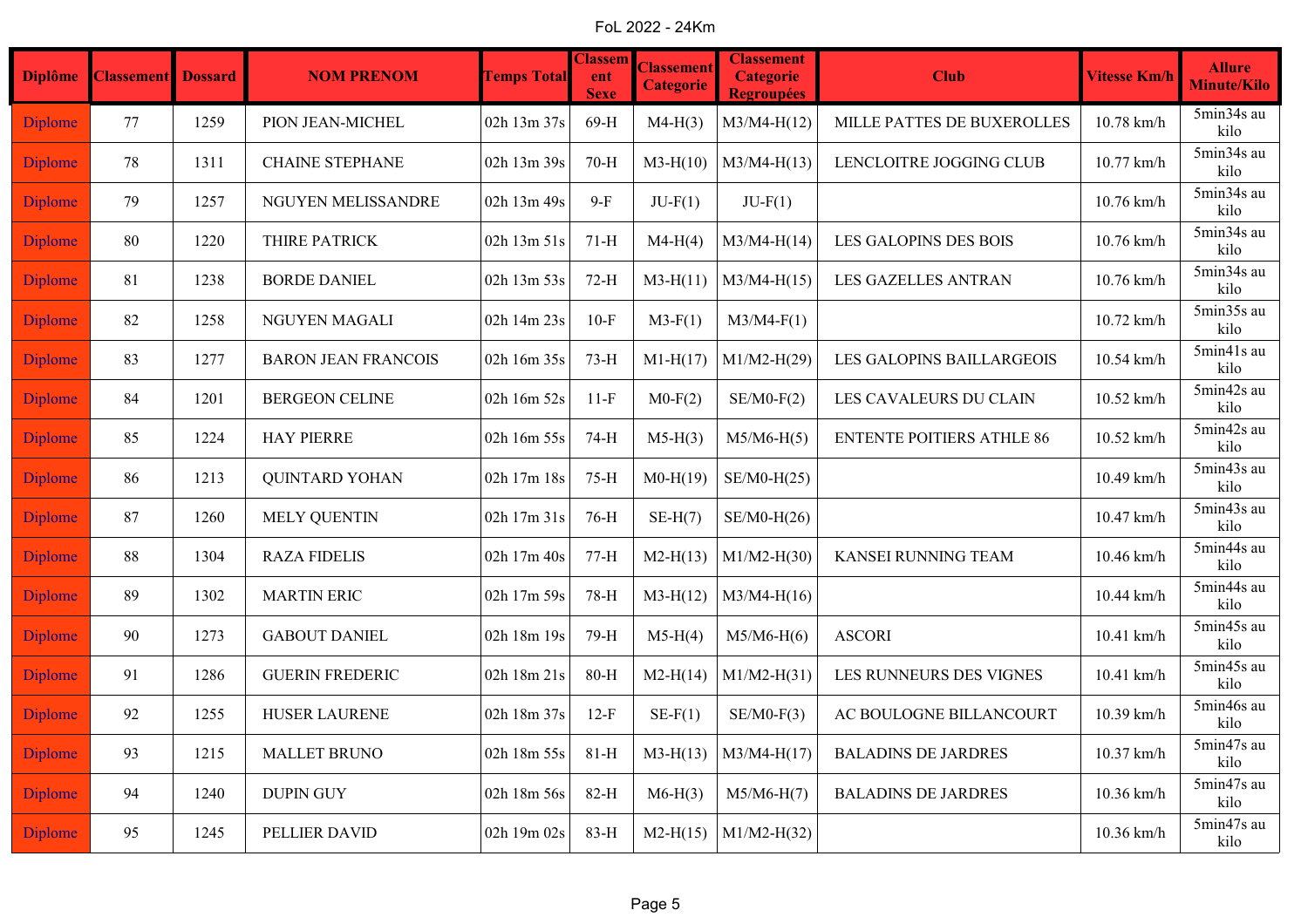FoL 2022 - 24Km

| Diplôme | Classement | Dossard | NOM PRENOM | Temps Total | Classement Sexe | Classement Categorie | Classement Categorie Regroupées | Club | Vitesse Km/h | Allure Minute/Kilo |
|---|---|---|---|---|---|---|---|---|---|---|
| Diplome | 77 | 1259 | PION JEAN-MICHEL | 02h 13m 37s | 69-H | M4-H(3) | M3/M4-H(12) | MILLE PATTES DE BUXEROLLES | 10.78 km/h | 5min34s au kilo |
| Diplome | 78 | 1311 | CHAINE STEPHANE | 02h 13m 39s | 70-H | M3-H(10) | M3/M4-H(13) | LENCLOITRE JOGGING CLUB | 10.77 km/h | 5min34s au kilo |
| Diplome | 79 | 1257 | NGUYEN MELISSANDRE | 02h 13m 49s | 9-F | JU-F(1) | JU-F(1) | | 10.76 km/h | 5min34s au kilo |
| Diplome | 80 | 1220 | THIRE PATRICK | 02h 13m 51s | 71-H | M4-H(4) | M3/M4-H(14) | LES GALOPINS DES BOIS | 10.76 km/h | 5min34s au kilo |
| Diplome | 81 | 1238 | BORDE DANIEL | 02h 13m 53s | 72-H | M3-H(11) | M3/M4-H(15) | LES GAZELLES ANTRAN | 10.76 km/h | 5min34s au kilo |
| Diplome | 82 | 1258 | NGUYEN MAGALI | 02h 14m 23s | 10-F | M3-F(1) | M3/M4-F(1) | | 10.72 km/h | 5min35s au kilo |
| Diplome | 83 | 1277 | BARON JEAN FRANCOIS | 02h 16m 35s | 73-H | M1-H(17) | M1/M2-H(29) | LES GALOPINS BAILLARGEOIS | 10.54 km/h | 5min41s au kilo |
| Diplome | 84 | 1201 | BERGEON CELINE | 02h 16m 52s | 11-F | M0-F(2) | SE/M0-F(2) | LES CAVALEURS DU CLAIN | 10.52 km/h | 5min42s au kilo |
| Diplome | 85 | 1224 | HAY PIERRE | 02h 16m 55s | 74-H | M5-H(3) | M5/M6-H(5) | ENTENTE POITIERS ATHLE 86 | 10.52 km/h | 5min42s au kilo |
| Diplome | 86 | 1213 | QUINTARD YOHAN | 02h 17m 18s | 75-H | M0-H(19) | SE/M0-H(25) | | 10.49 km/h | 5min43s au kilo |
| Diplome | 87 | 1260 | MELY QUENTIN | 02h 17m 31s | 76-H | SE-H(7) | SE/M0-H(26) | | 10.47 km/h | 5min43s au kilo |
| Diplome | 88 | 1304 | RAZA FIDELIS | 02h 17m 40s | 77-H | M2-H(13) | M1/M2-H(30) | KANSEI RUNNING TEAM | 10.46 km/h | 5min44s au kilo |
| Diplome | 89 | 1302 | MARTIN ERIC | 02h 17m 59s | 78-H | M3-H(12) | M3/M4-H(16) | | 10.44 km/h | 5min44s au kilo |
| Diplome | 90 | 1273 | GABOUT DANIEL | 02h 18m 19s | 79-H | M5-H(4) | M5/M6-H(6) | ASCORI | 10.41 km/h | 5min45s au kilo |
| Diplome | 91 | 1286 | GUERIN FREDERIC | 02h 18m 21s | 80-H | M2-H(14) | M1/M2-H(31) | LES RUNNEURS DES VIGNES | 10.41 km/h | 5min45s au kilo |
| Diplome | 92 | 1255 | HUSER LAURENE | 02h 18m 37s | 12-F | SE-F(1) | SE/M0-F(3) | AC BOULOGNE BILLANCOURT | 10.39 km/h | 5min46s au kilo |
| Diplome | 93 | 1215 | MALLET BRUNO | 02h 18m 55s | 81-H | M3-H(13) | M3/M4-H(17) | BALADINS DE JARDRES | 10.37 km/h | 5min47s au kilo |
| Diplome | 94 | 1240 | DUPIN GUY | 02h 18m 56s | 82-H | M6-H(3) | M5/M6-H(7) | BALADINS DE JARDRES | 10.36 km/h | 5min47s au kilo |
| Diplome | 95 | 1245 | PELLIER DAVID | 02h 19m 02s | 83-H | M2-H(15) | M1/M2-H(32) | | 10.36 km/h | 5min47s au kilo |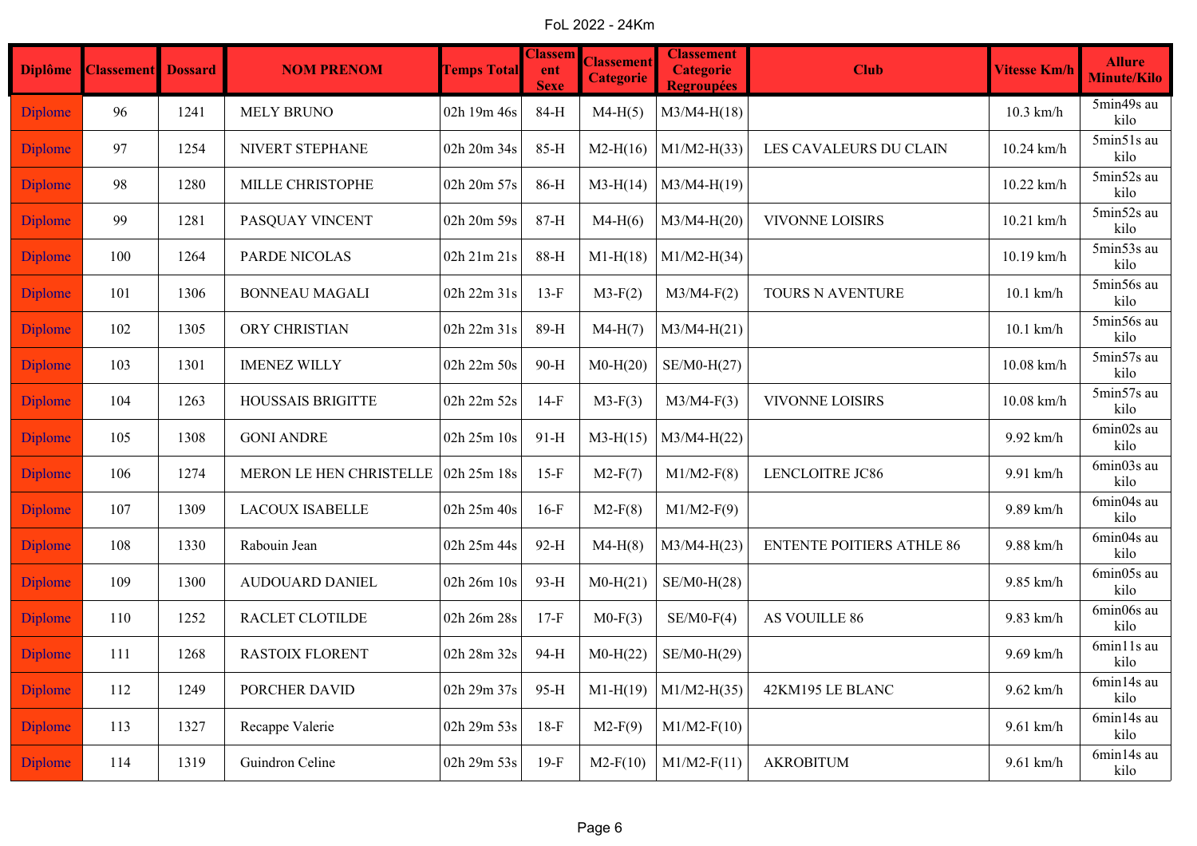FoL 2022 - 24Km

| Diplôme | Classement | Dossard | NOM PRENOM | Temps Total | Classement Sexe | Classement Categorie | Classement Categorie Regroupées | Club | Vitesse Km/h | Allure Minute/Kilo |
|---|---|---|---|---|---|---|---|---|---|---|
| Diplome | 96 | 1241 | MELY BRUNO | 02h 19m 46s | 84-H | M4-H(5) | M3/M4-H(18) | | 10.3 km/h | 5min49s au kilo |
| Diplome | 97 | 1254 | NIVERT STEPHANE | 02h 20m 34s | 85-H | M2-H(16) | M1/M2-H(33) | LES CAVALEURS DU CLAIN | 10.24 km/h | 5min51s au kilo |
| Diplome | 98 | 1280 | MILLE CHRISTOPHE | 02h 20m 57s | 86-H | M3-H(14) | M3/M4-H(19) | | 10.22 km/h | 5min52s au kilo |
| Diplome | 99 | 1281 | PASQUAY VINCENT | 02h 20m 59s | 87-H | M4-H(6) | M3/M4-H(20) | VIVONNE LOISIRS | 10.21 km/h | 5min52s au kilo |
| Diplome | 100 | 1264 | PARDE NICOLAS | 02h 21m 21s | 88-H | M1-H(18) | M1/M2-H(34) | | 10.19 km/h | 5min53s au kilo |
| Diplome | 101 | 1306 | BONNEAU MAGALI | 02h 22m 31s | 13-F | M3-F(2) | M3/M4-F(2) | TOURS N AVENTURE | 10.1 km/h | 5min56s au kilo |
| Diplome | 102 | 1305 | ORY CHRISTIAN | 02h 22m 31s | 89-H | M4-H(7) | M3/M4-H(21) | | 10.1 km/h | 5min56s au kilo |
| Diplome | 103 | 1301 | IMENEZ WILLY | 02h 22m 50s | 90-H | M0-H(20) | SE/M0-H(27) | | 10.08 km/h | 5min57s au kilo |
| Diplome | 104 | 1263 | HOUSSAIS BRIGITTE | 02h 22m 52s | 14-F | M3-F(3) | M3/M4-F(3) | VIVONNE LOISIRS | 10.08 km/h | 5min57s au kilo |
| Diplome | 105 | 1308 | GONI ANDRE | 02h 25m 10s | 91-H | M3-H(15) | M3/M4-H(22) | | 9.92 km/h | 6min02s au kilo |
| Diplome | 106 | 1274 | MERON LE HEN CHRISTELLE | 02h 25m 18s | 15-F | M2-F(7) | M1/M2-F(8) | LENCLOITRE JC86 | 9.91 km/h | 6min03s au kilo |
| Diplome | 107 | 1309 | LACOUX ISABELLE | 02h 25m 40s | 16-F | M2-F(8) | M1/M2-F(9) | | 9.89 km/h | 6min04s au kilo |
| Diplome | 108 | 1330 | Rabouin Jean | 02h 25m 44s | 92-H | M4-H(8) | M3/M4-H(23) | ENTENTE POITIERS ATHLE 86 | 9.88 km/h | 6min04s au kilo |
| Diplome | 109 | 1300 | AUDOUARD DANIEL | 02h 26m 10s | 93-H | M0-H(21) | SE/M0-H(28) | | 9.85 km/h | 6min05s au kilo |
| Diplome | 110 | 1252 | RACLET CLOTILDE | 02h 26m 28s | 17-F | M0-F(3) | SE/M0-F(4) | AS VOUILLE 86 | 9.83 km/h | 6min06s au kilo |
| Diplome | 111 | 1268 | RASTOIX FLORENT | 02h 28m 32s | 94-H | M0-H(22) | SE/M0-H(29) | | 9.69 km/h | 6min11s au kilo |
| Diplome | 112 | 1249 | PORCHER DAVID | 02h 29m 37s | 95-H | M1-H(19) | M1/M2-H(35) | 42KM195 LE BLANC | 9.62 km/h | 6min14s au kilo |
| Diplome | 113 | 1327 | Recappe Valerie | 02h 29m 53s | 18-F | M2-F(9) | M1/M2-F(10) | | 9.61 km/h | 6min14s au kilo |
| Diplome | 114 | 1319 | Guindron Celine | 02h 29m 53s | 19-F | M2-F(10) | M1/M2-F(11) | AKROBITUM | 9.61 km/h | 6min14s au kilo |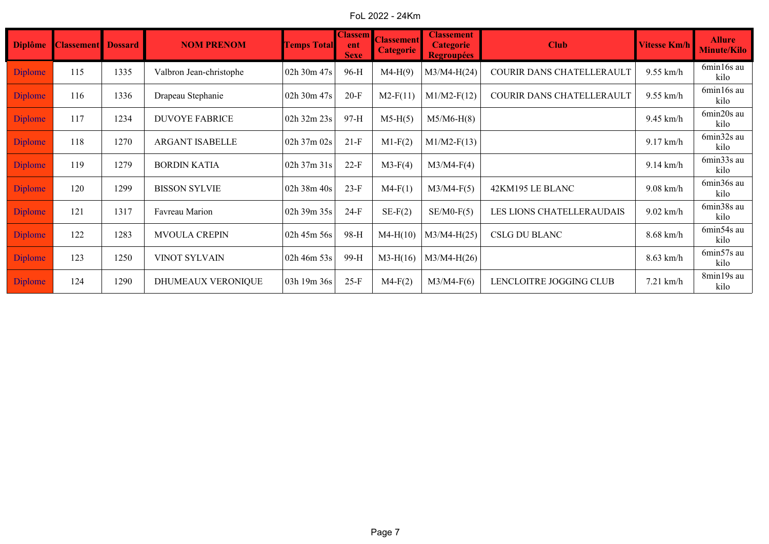FoL 2022 - 24Km

| Diplôme | Classement | Dossard | NOM PRENOM | Temps Total | Classement Sexe | Classement Categorie | Classement Categorie Regroupées | Club | Vitesse Km/h | Allure Minute/Kilo |
|---|---|---|---|---|---|---|---|---|---|---|
| Diplome | 115 | 1335 | Valbron Jean-christophe | 02h 30m 47s | 96-H | M4-H(9) | M3/M4-H(24) | COURIR DANS CHATELLERAULT | 9.55 km/h | 6min16s au kilo |
| Diplome | 116 | 1336 | Drapeau Stephanie | 02h 30m 47s | 20-F | M2-F(11) | M1/M2-F(12) | COURIR DANS CHATELLERAULT | 9.55 km/h | 6min16s au kilo |
| Diplome | 117 | 1234 | DUVOYE FABRICE | 02h 32m 23s | 97-H | M5-H(5) | M5/M6-H(8) | | 9.45 km/h | 6min20s au kilo |
| Diplome | 118 | 1270 | ARGANT ISABELLE | 02h 37m 02s | 21-F | M1-F(2) | M1/M2-F(13) | | 9.17 km/h | 6min32s au kilo |
| Diplome | 119 | 1279 | BORDIN KATIA | 02h 37m 31s | 22-F | M3-F(4) | M3/M4-F(4) | | 9.14 km/h | 6min33s au kilo |
| Diplome | 120 | 1299 | BISSON SYLVIE | 02h 38m 40s | 23-F | M4-F(1) | M3/M4-F(5) | 42KM195 LE BLANC | 9.08 km/h | 6min36s au kilo |
| Diplome | 121 | 1317 | Favreau Marion | 02h 39m 35s | 24-F | SE-F(2) | SE/M0-F(5) | LES LIONS CHATELLERAUDAIS | 9.02 km/h | 6min38s au kilo |
| Diplome | 122 | 1283 | MVOULA CREPIN | 02h 45m 56s | 98-H | M4-H(10) | M3/M4-H(25) | CSLG DU BLANC | 8.68 km/h | 6min54s au kilo |
| Diplome | 123 | 1250 | VINOT SYLVAIN | 02h 46m 53s | 99-H | M3-H(16) | M3/M4-H(26) | | 8.63 km/h | 6min57s au kilo |
| Diplome | 124 | 1290 | DHUMEAUX VERONIQUE | 03h 19m 36s | 25-F | M4-F(2) | M3/M4-F(6) | LENCLOITRE JOGGING CLUB | 7.21 km/h | 8min19s au kilo |